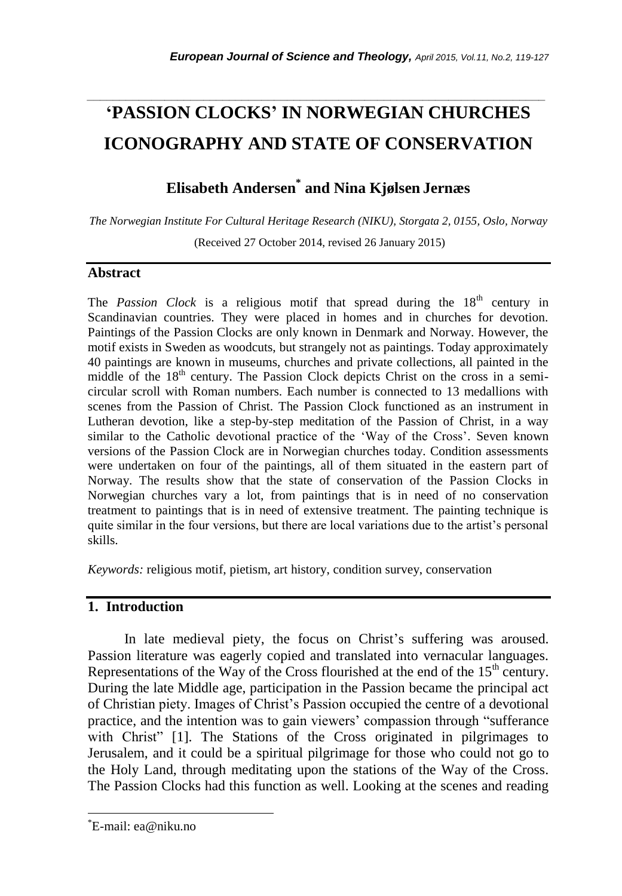# 'PASSION CLOCKS' IN NORWEGIAN CHURCHES ICONOGRAPHY AND STATE OF CONSERVATION

## Elisabeth Andersen* and Nina Kjølsen Jernæs

*The Norwegian Institute For Cultural Heritage Research (NIKU), Storgata 2, 0155, Oslo, Norway*

(Received 27 October 2014, revised 26 January 2015)

## Abstract

The *Passion Clock* is a religious motif that spread during the 18th century in Scandinavian countries. They were placed in homes and in churches for devotion. Paintings of the Passion Clocks are only known in Denmark and Norway. However, the motif exists in Sweden as woodcuts, but strangely not as paintings. Today approximately 40 paintings are known in museums, churches and private collections, all painted in the middle of the 18th century. The Passion Clock depicts Christ on the cross in a semi-circular scroll with Roman numbers. Each number is connected to 13 medallions with scenes from the Passion of Christ. The Passion Clock functioned as an instrument in Lutheran devotion, like a step-by-step meditation of the Passion of Christ, in a way similar to the Catholic devotional practice of the 'Way of the Cross'. Seven known versions of the Passion Clock are in Norwegian churches today. Condition assessments were undertaken on four of the paintings, all of them situated in the eastern part of Norway. The results show that the state of conservation of the Passion Clocks in Norwegian churches vary a lot, from paintings that is in need of no conservation treatment to paintings that is in need of extensive treatment. The painting technique is quite similar in the four versions, but there are local variations due to the artist's personal skills.

*Keywords:* religious motif, pietism, art history, condition survey, conservation

## 1. Introduction

In late medieval piety, the focus on Christ's suffering was aroused. Passion literature was eagerly copied and translated into vernacular languages. Representations of the Way of the Cross flourished at the end of the 15th century. During the late Middle age, participation in the Passion became the principal act of Christian piety. Images of Christ's Passion occupied the centre of a devotional practice, and the intention was to gain viewers' compassion through "sufferance with Christ" [1]. The Stations of the Cross originated in pilgrimages to Jerusalem, and it could be a spiritual pilgrimage for those who could not go to the Holy Land, through meditating upon the stations of the Way of the Cross. The Passion Clocks had this function as well. Looking at the scenes and reading

*E-mail: ea@niku.no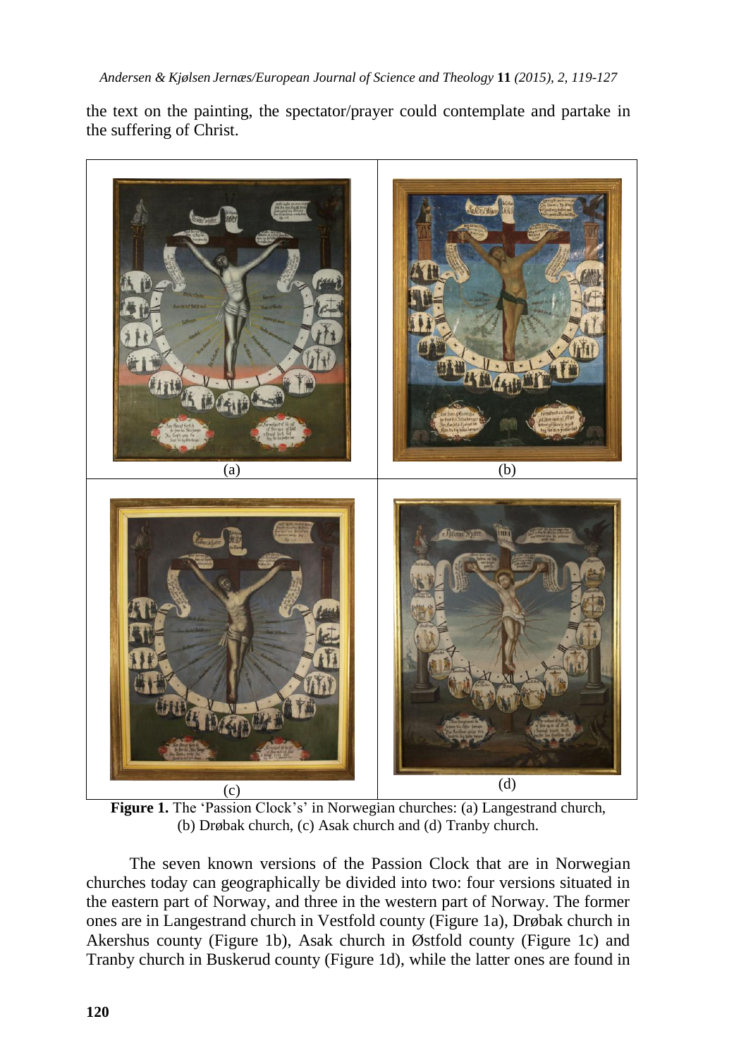the text on the painting, the spectator/prayer could contemplate and partake in the suffering of Christ.

(a) (b) (c) (d)

**Figure 1.** The 'Passion Clock's' in Norwegian churches: (a) Langestrand church, (b) Drøbak church, (c) Asak church and (d) Tranby church.

The seven known versions of the Passion Clock that are in Norwegian churches today can geographically be divided into two: four versions situated in the eastern part of Norway, and three in the western part of Norway. The former ones are in Langestrand church in Vestfold county (Figure 1a), Drøbak church in Akershus county (Figure 1b), Asak church in Østfold county (Figure 1c) and Tranby church in Buskerud county (Figure 1d), while the latter ones are found in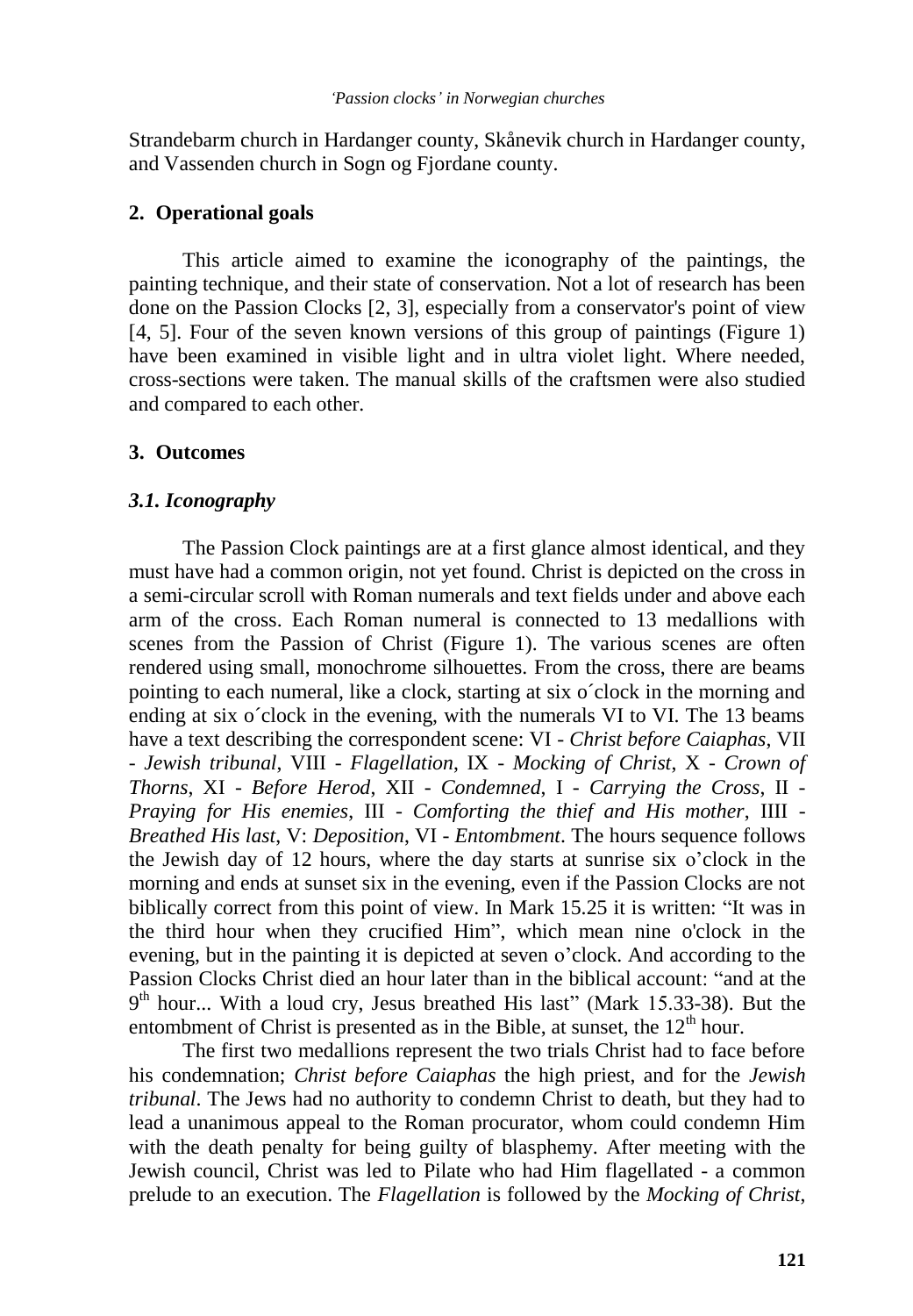Strandebarm church in Hardanger county, Skånevik church in Hardanger county, and Vassenden church in Sogn og Fjordane county.

## 2. Operational goals

This article aimed to examine the iconography of the paintings, the painting technique, and their state of conservation. Not a lot of research has been done on the Passion Clocks [2, 3], especially from a conservator's point of view [4, 5]. Four of the seven known versions of this group of paintings (Figure 1) have been examined in visible light and in ultra violet light. Where needed, cross-sections were taken. The manual skills of the craftsmen were also studied and compared to each other.

## 3. Outcomes

### *3.1. Iconography*

The Passion Clock paintings are at a first glance almost identical, and they must have had a common origin, not yet found. Christ is depicted on the cross in a semi-circular scroll with Roman numerals and text fields under and above each arm of the cross. Each Roman numeral is connected to 13 medallions with scenes from the Passion of Christ (Figure 1). The various scenes are often rendered using small, monochrome silhouettes. From the cross, there are beams pointing to each numeral, like a clock, starting at six o´clock in the morning and ending at six o´clock in the evening, with the numerals VI to VI. The 13 beams have a text describing the correspondent scene: VI - *Christ before Caiaphas*, VII - *Jewish tribunal*, VIII - *Flagellation*, IX - *Mocking of Christ*, X - *Crown of Thorns*, XI - *Before Herod*, XII - *Condemned*, I - *Carrying the Cross*, II - *Praying for His enemies*, III - *Comforting the thief and His mother*, IIII - *Breathed His last*, V: *Deposition*, VI - *Entombment*. The hours sequence follows the Jewish day of 12 hours, where the day starts at sunrise six o'clock in the morning and ends at sunset six in the evening, even if the Passion Clocks are not biblically correct from this point of view. In Mark 15.25 it is written: "It was in the third hour when they crucified Him", which mean nine o'clock in the evening, but in the painting it is depicted at seven o'clock. And according to the Passion Clocks Christ died an hour later than in the biblical account: "and at the 9th hour... With a loud cry, Jesus breathed His last" (Mark 15.33-38). But the entombment of Christ is presented as in the Bible, at sunset, the 12th hour.

The first two medallions represent the two trials Christ had to face before his condemnation; *Christ before Caiaphas* the high priest, and for the *Jewish tribunal*. The Jews had no authority to condemn Christ to death, but they had to lead a unanimous appeal to the Roman procurator, whom could condemn Him with the death penalty for being guilty of blasphemy. After meeting with the Jewish council, Christ was led to Pilate who had Him flagellated - a common prelude to an execution. The *Flagellation* is followed by the *Mocking of Christ*,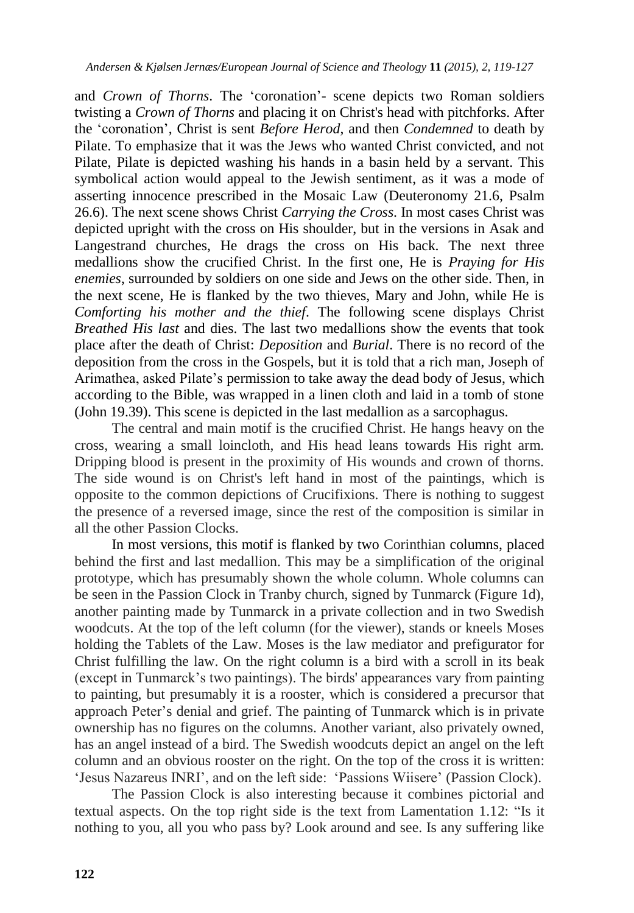and *Crown of Thorns*. The 'coronation'- scene depicts two Roman soldiers twisting a *Crown of Thorns* and placing it on Christ's head with pitchforks. After the 'coronation', Christ is sent *Before Herod*, and then *Condemned* to death by Pilate. To emphasize that it was the Jews who wanted Christ convicted, and not Pilate, Pilate is depicted washing his hands in a basin held by a servant. This symbolical action would appeal to the Jewish sentiment, as it was a mode of asserting innocence prescribed in the Mosaic Law (Deuteronomy 21.6, Psalm 26.6). The next scene shows Christ *Carrying the Cross*. In most cases Christ was depicted upright with the cross on His shoulder, but in the versions in Asak and Langestrand churches, He drags the cross on His back. The next three medallions show the crucified Christ. In the first one, He is *Praying for His enemies*, surrounded by soldiers on one side and Jews on the other side. Then, in the next scene, He is flanked by the two thieves, Mary and John, while He is *Comforting his mother and the thief*. The following scene displays Christ *Breathed His last* and dies. The last two medallions show the events that took place after the death of Christ: *Deposition* and *Burial*. There is no record of the deposition from the cross in the Gospels, but it is told that a rich man, Joseph of Arimathea, asked Pilate's permission to take away the dead body of Jesus, which according to the Bible, was wrapped in a linen cloth and laid in a tomb of stone (John 19.39). This scene is depicted in the last medallion as a sarcophagus.

The central and main motif is the crucified Christ. He hangs heavy on the cross, wearing a small loincloth, and His head leans towards His right arm. Dripping blood is present in the proximity of His wounds and crown of thorns. The side wound is on Christ's left hand in most of the paintings, which is opposite to the common depictions of Crucifixions. There is nothing to suggest the presence of a reversed image, since the rest of the composition is similar in all the other Passion Clocks.

In most versions, this motif is flanked by two Corinthian columns, placed behind the first and last medallion. This may be a simplification of the original prototype, which has presumably shown the whole column. Whole columns can be seen in the Passion Clock in Tranby church, signed by Tunmarck (Figure 1d), another painting made by Tunmarck in a private collection and in two Swedish woodcuts. At the top of the left column (for the viewer), stands or kneels Moses holding the Tablets of the Law. Moses is the law mediator and prefigurator for Christ fulfilling the law. On the right column is a bird with a scroll in its beak (except in Tunmarck's two paintings). The birds' appearances vary from painting to painting, but presumably it is a rooster, which is considered a precursor that approach Peter's denial and grief. The painting of Tunmarck which is in private ownership has no figures on the columns. Another variant, also privately owned, has an angel instead of a bird. The Swedish woodcuts depict an angel on the left column and an obvious rooster on the right. On the top of the cross it is written: 'Jesus Nazareus INRI', and on the left side: 'Passions Wiisere' (Passion Clock).

The Passion Clock is also interesting because it combines pictorial and textual aspects. On the top right side is the text from Lamentation 1.12: "Is it nothing to you, all you who pass by? Look around and see. Is any suffering like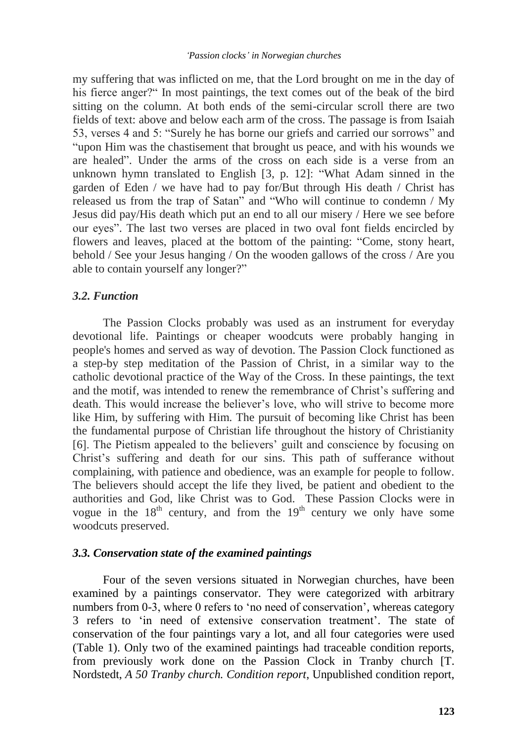my suffering that was inflicted on me, that the Lord brought on me in the day of his fierce anger?" In most paintings, the text comes out of the beak of the bird sitting on the column. At both ends of the semi-circular scroll there are two fields of text: above and below each arm of the cross. The passage is from Isaiah 53, verses 4 and 5: "Surely he has borne our griefs and carried our sorrows" and "upon Him was the chastisement that brought us peace, and with his wounds we are healed". Under the arms of the cross on each side is a verse from an unknown hymn translated to English [3, p. 12]: "What Adam sinned in the garden of Eden / we have had to pay for/But through His death / Christ has released us from the trap of Satan" and "Who will continue to condemn / My Jesus did pay/His death which put an end to all our misery / Here we see before our eyes". The last two verses are placed in two oval font fields encircled by flowers and leaves, placed at the bottom of the painting: "Come, stony heart, behold / See your Jesus hanging / On the wooden gallows of the cross / Are you able to contain yourself any longer?"

### *3.2. Function*

The Passion Clocks probably was used as an instrument for everyday devotional life. Paintings or cheaper woodcuts were probably hanging in people's homes and served as way of devotion. The Passion Clock functioned as a step-by step meditation of the Passion of Christ, in a similar way to the catholic devotional practice of the Way of the Cross. In these paintings, the text and the motif, was intended to renew the remembrance of Christ's suffering and death. This would increase the believer's love, who will strive to become more like Him, by suffering with Him. The pursuit of becoming like Christ has been the fundamental purpose of Christian life throughout the history of Christianity [6]. The Pietism appealed to the believers' guilt and conscience by focusing on Christ's suffering and death for our sins. This path of sufferance without complaining, with patience and obedience, was an example for people to follow. The believers should accept the life they lived, be patient and obedient to the authorities and God, like Christ was to God. These Passion Clocks were in vogue in the 18th century, and from the 19th century we only have some woodcuts preserved.

### *3.3. Conservation state of the examined paintings*

Four of the seven versions situated in Norwegian churches, have been examined by a paintings conservator. They were categorized with arbitrary numbers from 0-3, where 0 refers to 'no need of conservation', whereas category 3 refers to 'in need of extensive conservation treatment'. The state of conservation of the four paintings vary a lot, and all four categories were used (Table 1). Only two of the examined paintings had traceable condition reports, from previously work done on the Passion Clock in Tranby church [T. Nordstedt, *A 50 Tranby church. Condition report*, Unpublished condition report,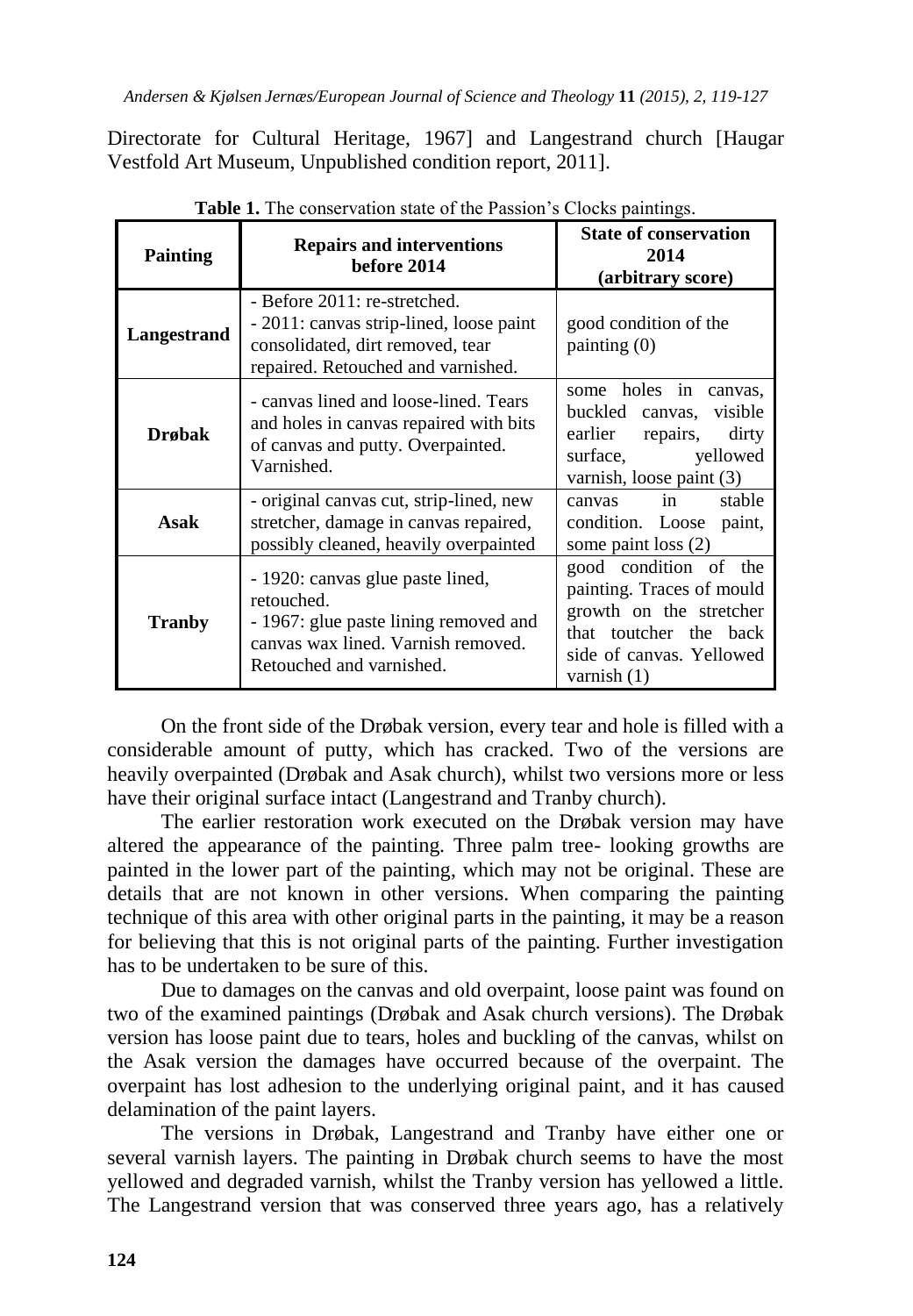Directorate for Cultural Heritage, 1967] and Langestrand church [Haugar Vestfold Art Museum, Unpublished condition report, 2011].

**Table 1.** The conservation state of the Passion's Clocks paintings.

| Painting | Repairs and interventions before 2014 | State of conservation 2014 (arbitrary score) |
|---|---|---|
| Langestrand | - Before 2011: re-stretched.<br>- 2011: canvas strip-lined, loose paint consolidated, dirt removed, tear repaired. Retouched and varnished. | good condition of the painting (0) |
| Drøbak | - canvas lined and loose-lined. Tears and holes in canvas repaired with bits of canvas and putty. Overpainted. Varnished. | some holes in canvas, buckled canvas, visible earlier repairs, dirty surface, yellowed varnish, loose paint (3) |
| Asak | - original canvas cut, strip-lined, new stretcher, damage in canvas repaired, possibly cleaned, heavily overpainted | canvas in stable condition. Loose paint, some paint loss (2) |
| Tranby | - 1920: canvas glue paste lined, retouched.<br>- 1967: glue paste lining removed and canvas wax lined. Varnish removed. Retouched and varnished. | good condition of the painting. Traces of mould growth on the stretcher that toutcher the back side of canvas. Yellowed varnish (1) |

On the front side of the Drøbak version, every tear and hole is filled with a considerable amount of putty, which has cracked. Two of the versions are heavily overpainted (Drøbak and Asak church), whilst two versions more or less have their original surface intact (Langestrand and Tranby church).

The earlier restoration work executed on the Drøbak version may have altered the appearance of the painting. Three palm tree- looking growths are painted in the lower part of the painting, which may not be original. These are details that are not known in other versions. When comparing the painting technique of this area with other original parts in the painting, it may be a reason for believing that this is not original parts of the painting. Further investigation has to be undertaken to be sure of this.

Due to damages on the canvas and old overpaint, loose paint was found on two of the examined paintings (Drøbak and Asak church versions). The Drøbak version has loose paint due to tears, holes and buckling of the canvas, whilst on the Asak version the damages have occurred because of the overpaint. The overpaint has lost adhesion to the underlying original paint, and it has caused delamination of the paint layers.

The versions in Drøbak, Langestrand and Tranby have either one or several varnish layers. The painting in Drøbak church seems to have the most yellowed and degraded varnish, whilst the Tranby version has yellowed a little. The Langestrand version that was conserved three years ago, has a relatively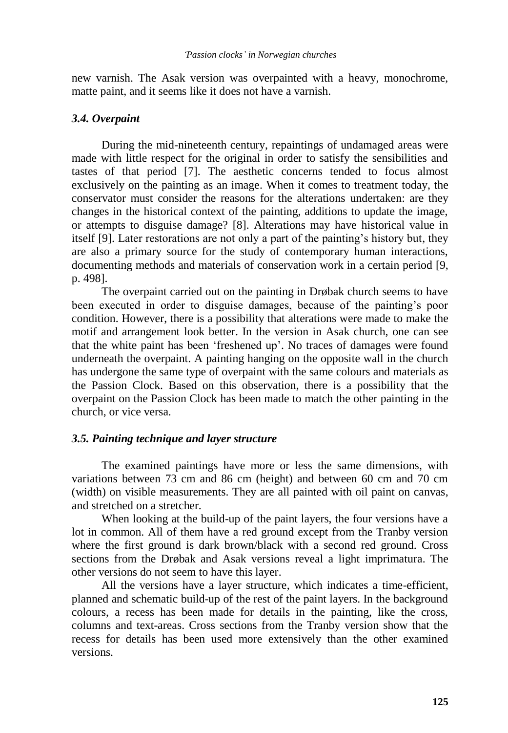new varnish. The Asak version was overpainted with a heavy, monochrome, matte paint, and it seems like it does not have a varnish.

### *3.4. Overpaint*

During the mid-nineteenth century, repaintings of undamaged areas were made with little respect for the original in order to satisfy the sensibilities and tastes of that period [7]. The aesthetic concerns tended to focus almost exclusively on the painting as an image. When it comes to treatment today, the conservator must consider the reasons for the alterations undertaken: are they changes in the historical context of the painting, additions to update the image, or attempts to disguise damage? [8]. Alterations may have historical value in itself [9]. Later restorations are not only a part of the painting's history but, they are also a primary source for the study of contemporary human interactions, documenting methods and materials of conservation work in a certain period [9, p. 498].

The overpaint carried out on the painting in Drøbak church seems to have been executed in order to disguise damages, because of the painting's poor condition. However, there is a possibility that alterations were made to make the motif and arrangement look better. In the version in Asak church, one can see that the white paint has been 'freshened up'. No traces of damages were found underneath the overpaint. A painting hanging on the opposite wall in the church has undergone the same type of overpaint with the same colours and materials as the Passion Clock. Based on this observation, there is a possibility that the overpaint on the Passion Clock has been made to match the other painting in the church, or vice versa.

### *3.5. Painting technique and layer structure*

The examined paintings have more or less the same dimensions, with variations between 73 cm and 86 cm (height) and between 60 cm and 70 cm (width) on visible measurements. They are all painted with oil paint on canvas, and stretched on a stretcher.

When looking at the build-up of the paint layers, the four versions have a lot in common. All of them have a red ground except from the Tranby version where the first ground is dark brown/black with a second red ground. Cross sections from the Drøbak and Asak versions reveal a light imprimatura. The other versions do not seem to have this layer.

All the versions have a layer structure, which indicates a time-efficient, planned and schematic build-up of the rest of the paint layers. In the background colours, a recess has been made for details in the painting, like the cross, columns and text-areas. Cross sections from the Tranby version show that the recess for details has been used more extensively than the other examined versions.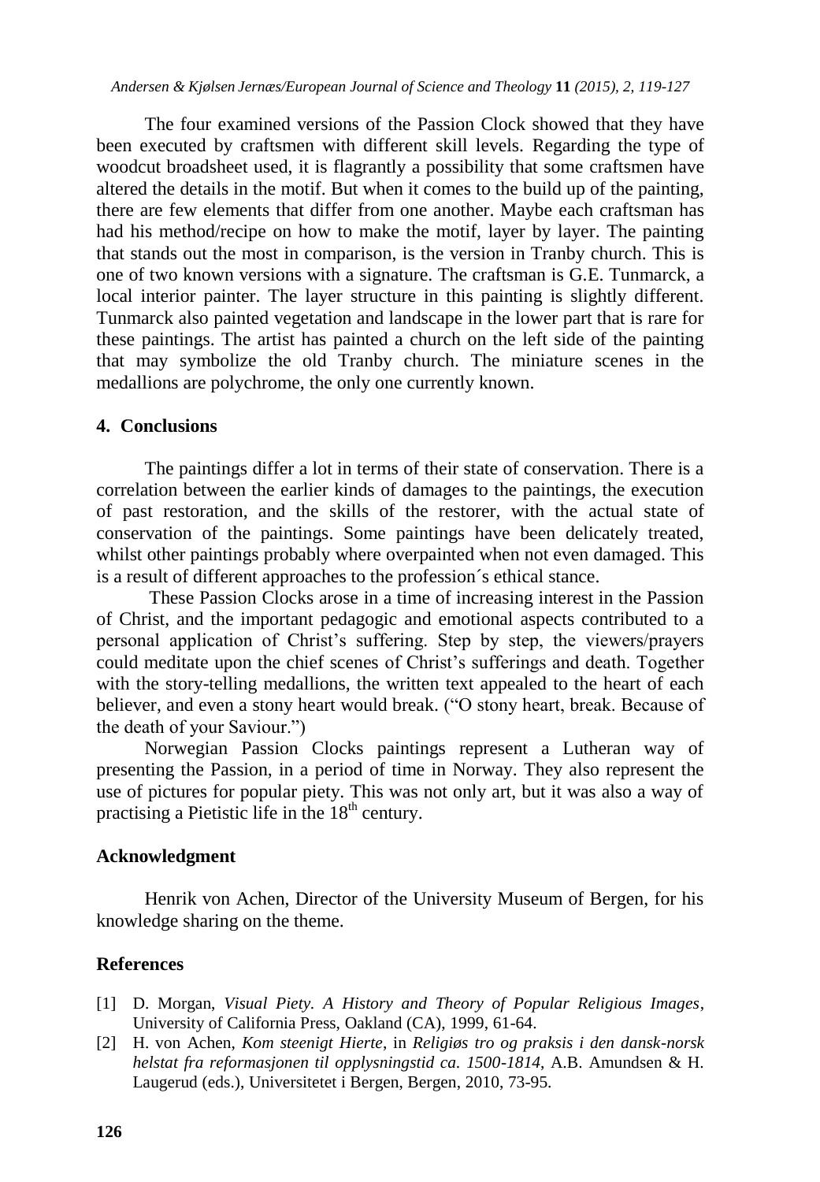The four examined versions of the Passion Clock showed that they have been executed by craftsmen with different skill levels. Regarding the type of woodcut broadsheet used, it is flagrantly a possibility that some craftsmen have altered the details in the motif. But when it comes to the build up of the painting, there are few elements that differ from one another. Maybe each craftsman has had his method/recipe on how to make the motif, layer by layer. The painting that stands out the most in comparison, is the version in Tranby church. This is one of two known versions with a signature. The craftsman is G.E. Tunmarck, a local interior painter. The layer structure in this painting is slightly different. Tunmarck also painted vegetation and landscape in the lower part that is rare for these paintings. The artist has painted a church on the left side of the painting that may symbolize the old Tranby church. The miniature scenes in the medallions are polychrome, the only one currently known.

## 4. Conclusions

The paintings differ a lot in terms of their state of conservation. There is a correlation between the earlier kinds of damages to the paintings, the execution of past restoration, and the skills of the restorer, with the actual state of conservation of the paintings. Some paintings have been delicately treated, whilst other paintings probably where overpainted when not even damaged. This is a result of different approaches to the profession´s ethical stance.

These Passion Clocks arose in a time of increasing interest in the Passion of Christ, and the important pedagogic and emotional aspects contributed to a personal application of Christ's suffering. Step by step, the viewers/prayers could meditate upon the chief scenes of Christ's sufferings and death. Together with the story-telling medallions, the written text appealed to the heart of each believer, and even a stony heart would break. ("O stony heart, break. Because of the death of your Saviour.")

Norwegian Passion Clocks paintings represent a Lutheran way of presenting the Passion, in a period of time in Norway. They also represent the use of pictures for popular piety. This was not only art, but it was also a way of practising a Pietistic life in the 18th century.

## Acknowledgment

Henrik von Achen, Director of the University Museum of Bergen, for his knowledge sharing on the theme.

## References

[1] D. Morgan, *Visual Piety. A History and Theory of Popular Religious Images*, University of California Press, Oakland (CA), 1999, 61-64.

[2] H. von Achen, *Kom steenigt Hierte*, in *Religiøs tro og praksis i den dansk-norsk helstat fra reformasjonen til opplysningstid ca. 1500-1814*, A.B. Amundsen & H. Laugerud (eds.), Universitetet i Bergen, Bergen, 2010, 73-95.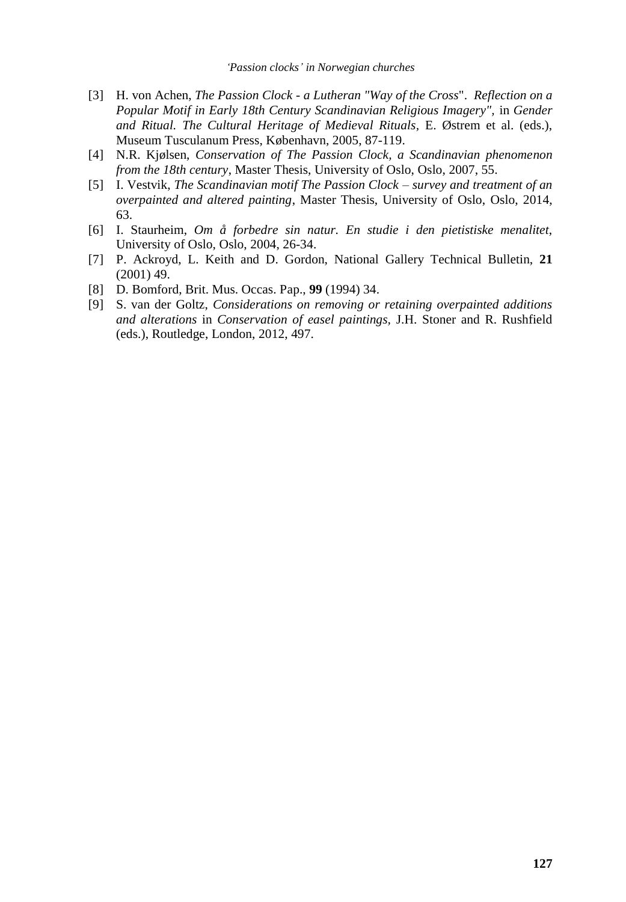[3] H. von Achen, *The Passion Clock - a Lutheran "Way of the Cross*". *Reflection on a Popular Motif in Early 18th Century Scandinavian Religious Imagery"*, in *Gender and Ritual. The Cultural Heritage of Medieval Rituals*, E. Østrem et al. (eds.), Museum Tusculanum Press, København, 2005, 87-119.

[4] N.R. Kjølsen, *Conservation of The Passion Clock, a Scandinavian phenomenon from the 18th century*, Master Thesis, University of Oslo, Oslo, 2007, 55.

[5] I. Vestvik, *The Scandinavian motif The Passion Clock – survey and treatment of an overpainted and altered painting*, Master Thesis, University of Oslo, Oslo, 2014, 63.

[6] I. Staurheim, *Om å forbedre sin natur. En studie i den pietistiske menalitet*, University of Oslo, Oslo, 2004, 26-34.

[7] P. Ackroyd, L. Keith and D. Gordon, National Gallery Technical Bulletin, **21** (2001) 49.

[8] D. Bomford, Brit. Mus. Occas. Pap., **99** (1994) 34.

[9] S. van der Goltz, *Considerations on removing or retaining overpainted additions and alterations* in *Conservation of easel paintings*, J.H. Stoner and R. Rushfield (eds.), Routledge, London, 2012, 497.